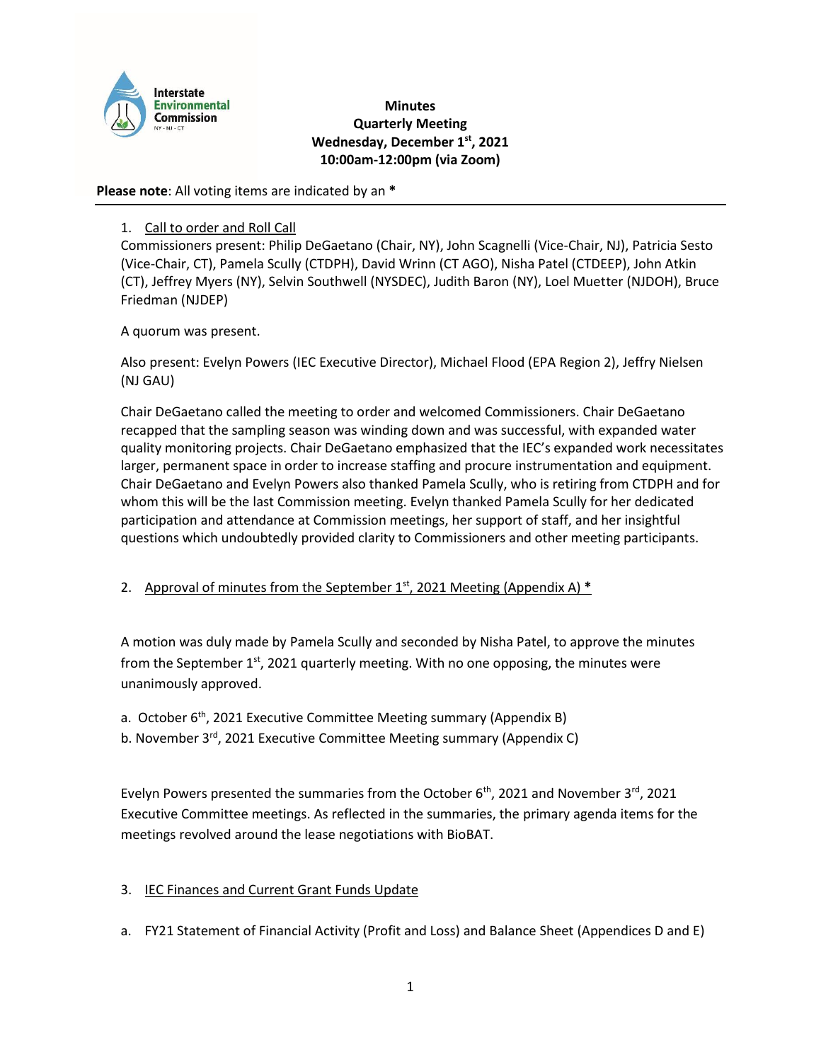Interstate Environmental Commission
NY - NJ - CT

**Minutes**
**Quarterly Meeting**
**Wednesday, December 1st, 2021**
**10:00am-12:00pm (via Zoom)**

**Please note**: All voting items are indicated by an *

---

1. Call to order and Roll Call

Commissioners present: Philip DeGaetano (Chair, NY), John Scagnelli (Vice-Chair, NJ), Patricia Sesto (Vice-Chair, CT), Pamela Scully (CTDPH), David Wrinn (CT AGO), Nisha Patel (CTDEEP), John Atkin (CT), Jeffrey Myers (NY), Selvin Southwell (NYSDEC), Judith Baron (NY), Loel Muetter (NJDOH), Bruce Friedman (NJDEP)

A quorum was present.

Also present: Evelyn Powers (IEC Executive Director), Michael Flood (EPA Region 2), Jeffry Nielsen (NJ GAU)

Chair DeGaetano called the meeting to order and welcomed Commissioners. Chair DeGaetano recapped that the sampling season was winding down and was successful, with expanded water quality monitoring projects. Chair DeGaetano emphasized that the IEC's expanded work necessitates larger, permanent space in order to increase staffing and procure instrumentation and equipment. Chair DeGaetano and Evelyn Powers also thanked Pamela Scully, who is retiring from CTDPH and for whom this will be the last Commission meeting. Evelyn thanked Pamela Scully for her dedicated participation and attendance at Commission meetings, her support of staff, and her insightful questions which undoubtedly provided clarity to Commissioners and other meeting participants.

2. Approval of minutes from the September 1st, 2021 Meeting (Appendix A) *

A motion was duly made by Pamela Scully and seconded by Nisha Patel, to approve the minutes from the September 1st, 2021 quarterly meeting. With no one opposing, the minutes were unanimously approved.

a. October 6th, 2021 Executive Committee Meeting summary (Appendix B)
b. November 3rd, 2021 Executive Committee Meeting summary (Appendix C)

Evelyn Powers presented the summaries from the October 6th, 2021 and November 3rd, 2021 Executive Committee meetings. As reflected in the summaries, the primary agenda items for the meetings revolved around the lease negotiations with BioBAT.

3. IEC Finances and Current Grant Funds Update

a. FY21 Statement of Financial Activity (Profit and Loss) and Balance Sheet (Appendices D and E)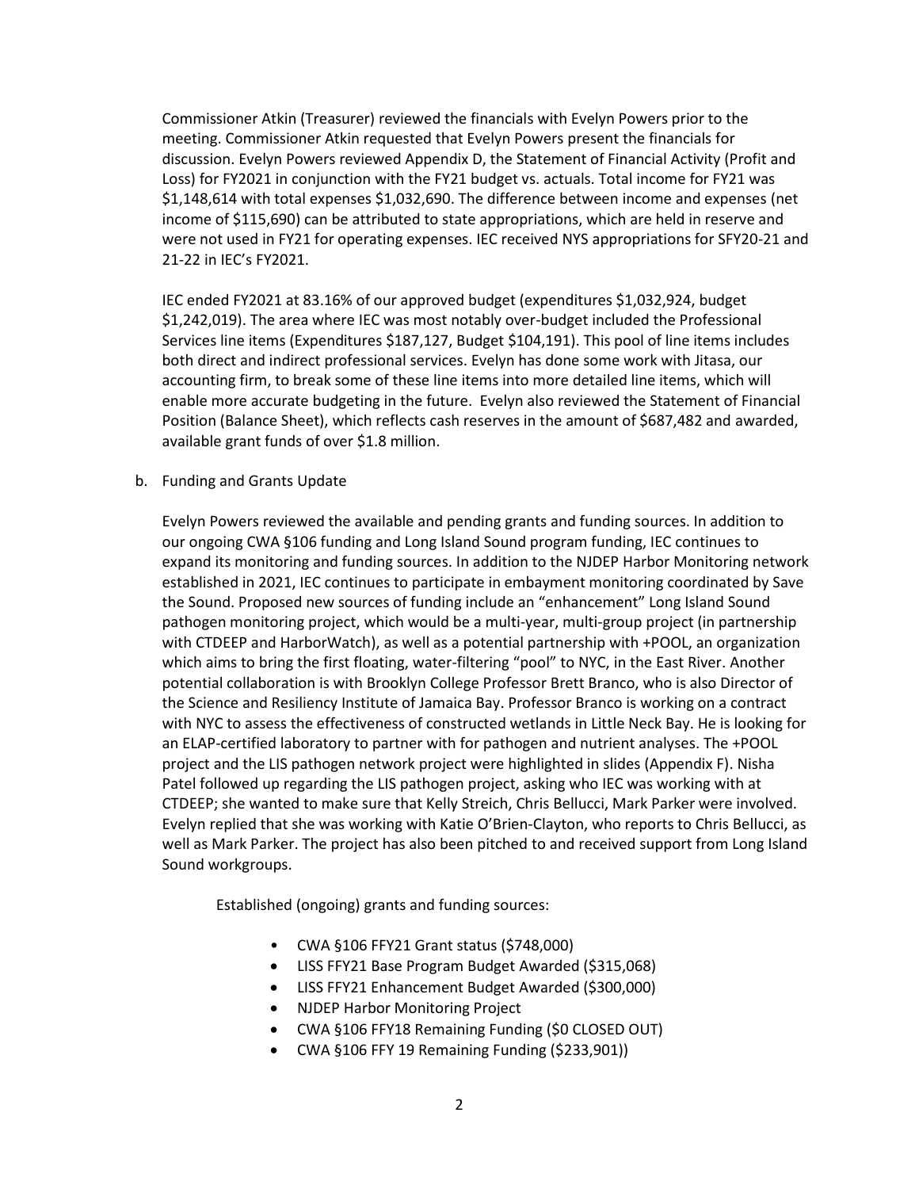Commissioner Atkin (Treasurer) reviewed the financials with Evelyn Powers prior to the meeting. Commissioner Atkin requested that Evelyn Powers present the financials for discussion. Evelyn Powers reviewed Appendix D, the Statement of Financial Activity (Profit and Loss) for FY2021 in conjunction with the FY21 budget vs. actuals. Total income for FY21 was $1,148,614 with total expenses $1,032,690. The difference between income and expenses (net income of $115,690) can be attributed to state appropriations, which are held in reserve and were not used in FY21 for operating expenses. IEC received NYS appropriations for SFY20-21 and 21-22 in IEC's FY2021.

IEC ended FY2021 at 83.16% of our approved budget (expenditures $1,032,924, budget $1,242,019). The area where IEC was most notably over-budget included the Professional Services line items (Expenditures $187,127, Budget $104,191). This pool of line items includes both direct and indirect professional services. Evelyn has done some work with Jitasa, our accounting firm, to break some of these line items into more detailed line items, which will enable more accurate budgeting in the future. Evelyn also reviewed the Statement of Financial Position (Balance Sheet), which reflects cash reserves in the amount of $687,482 and awarded, available grant funds of over $1.8 million.

b. Funding and Grants Update

Evelyn Powers reviewed the available and pending grants and funding sources. In addition to our ongoing CWA §106 funding and Long Island Sound program funding, IEC continues to expand its monitoring and funding sources. In addition to the NJDEP Harbor Monitoring network established in 2021, IEC continues to participate in embayment monitoring coordinated by Save the Sound. Proposed new sources of funding include an "enhancement" Long Island Sound pathogen monitoring project, which would be a multi-year, multi-group project (in partnership with CTDEEP and HarborWatch), as well as a potential partnership with +POOL, an organization which aims to bring the first floating, water-filtering "pool" to NYC, in the East River. Another potential collaboration is with Brooklyn College Professor Brett Branco, who is also Director of the Science and Resiliency Institute of Jamaica Bay. Professor Branco is working on a contract with NYC to assess the effectiveness of constructed wetlands in Little Neck Bay. He is looking for an ELAP-certified laboratory to partner with for pathogen and nutrient analyses. The +POOL project and the LIS pathogen network project were highlighted in slides (Appendix F). Nisha Patel followed up regarding the LIS pathogen project, asking who IEC was working with at CTDEEP; she wanted to make sure that Kelly Streich, Chris Bellucci, Mark Parker were involved. Evelyn replied that she was working with Katie O'Brien-Clayton, who reports to Chris Bellucci, as well as Mark Parker. The project has also been pitched to and received support from Long Island Sound workgroups.

Established (ongoing) grants and funding sources:

- CWA §106 FFY21 Grant status ($748,000)
- LISS FFY21 Base Program Budget Awarded ($315,068)
- LISS FFY21 Enhancement Budget Awarded ($300,000)
- NJDEP Harbor Monitoring Project
- CWA §106 FFY18 Remaining Funding ($0 CLOSED OUT)
- CWA §106 FFY 19 Remaining Funding ($233,901))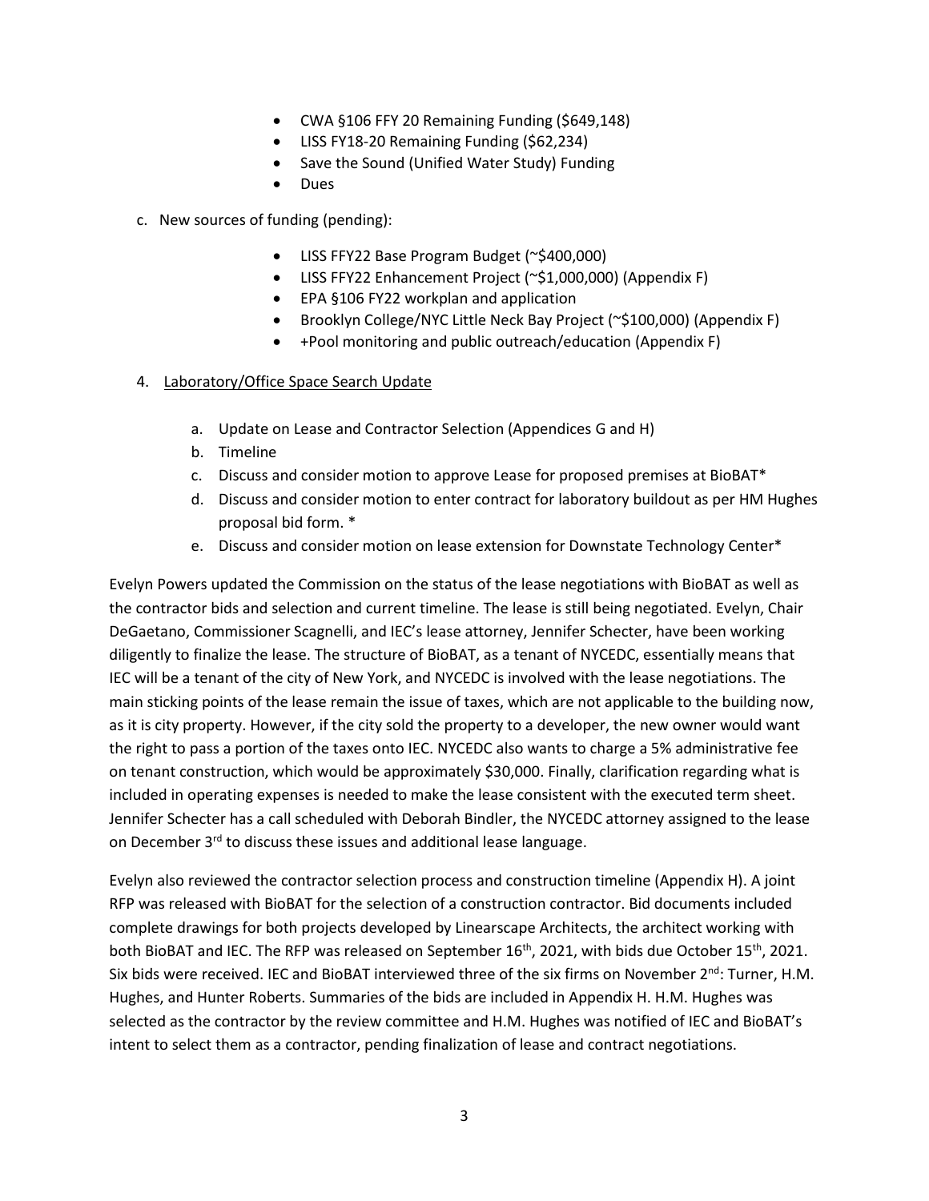- CWA §106 FFY 20 Remaining Funding ($649,148)
- LISS FY18-20 Remaining Funding ($62,234)
- Save the Sound (Unified Water Study) Funding
- Dues

c. New sources of funding (pending):

- LISS FFY22 Base Program Budget (~$400,000)
- LISS FFY22 Enhancement Project (~$1,000,000) (Appendix F)
- EPA §106 FY22 workplan and application
- Brooklyn College/NYC Little Neck Bay Project (~$100,000) (Appendix F)
- +Pool monitoring and public outreach/education (Appendix F)

4. Laboratory/Office Space Search Update

   a. Update on Lease and Contractor Selection (Appendices G and H)
   b. Timeline
   c. Discuss and consider motion to approve Lease for proposed premises at BioBAT*
   d. Discuss and consider motion to enter contract for laboratory buildout as per HM Hughes proposal bid form. *
   e. Discuss and consider motion on lease extension for Downstate Technology Center*

Evelyn Powers updated the Commission on the status of the lease negotiations with BioBAT as well as the contractor bids and selection and current timeline. The lease is still being negotiated. Evelyn, Chair DeGaetano, Commissioner Scagnelli, and IEC's lease attorney, Jennifer Schecter, have been working diligently to finalize the lease. The structure of BioBAT, as a tenant of NYCEDC, essentially means that IEC will be a tenant of the city of New York, and NYCEDC is involved with the lease negotiations. The main sticking points of the lease remain the issue of taxes, which are not applicable to the building now, as it is city property. However, if the city sold the property to a developer, the new owner would want the right to pass a portion of the taxes onto IEC. NYCEDC also wants to charge a 5% administrative fee on tenant construction, which would be approximately $30,000. Finally, clarification regarding what is included in operating expenses is needed to make the lease consistent with the executed term sheet. Jennifer Schecter has a call scheduled with Deborah Bindler, the NYCEDC attorney assigned to the lease on December 3rd to discuss these issues and additional lease language.

Evelyn also reviewed the contractor selection process and construction timeline (Appendix H). A joint RFP was released with BioBAT for the selection of a construction contractor. Bid documents included complete drawings for both projects developed by Linearscape Architects, the architect working with both BioBAT and IEC. The RFP was released on September 16th, 2021, with bids due October 15th, 2021. Six bids were received. IEC and BioBAT interviewed three of the six firms on November 2nd: Turner, H.M. Hughes, and Hunter Roberts. Summaries of the bids are included in Appendix H. H.M. Hughes was selected as the contractor by the review committee and H.M. Hughes was notified of IEC and BioBAT's intent to select them as a contractor, pending finalization of lease and contract negotiations.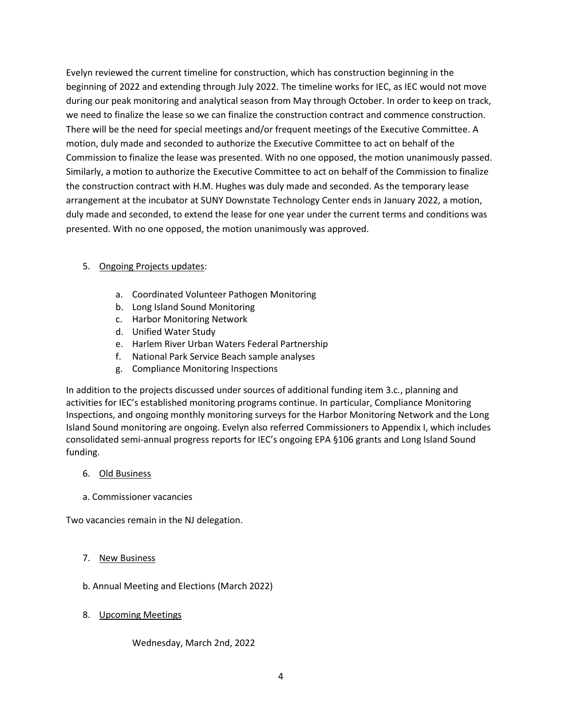Evelyn reviewed the current timeline for construction, which has construction beginning in the beginning of 2022 and extending through July 2022. The timeline works for IEC, as IEC would not move during our peak monitoring and analytical season from May through October. In order to keep on track, we need to finalize the lease so we can finalize the construction contract and commence construction. There will be the need for special meetings and/or frequent meetings of the Executive Committee. A motion, duly made and seconded to authorize the Executive Committee to act on behalf of the Commission to finalize the lease was presented. With no one opposed, the motion unanimously passed. Similarly, a motion to authorize the Executive Committee to act on behalf of the Commission to finalize the construction contract with H.M. Hughes was duly made and seconded. As the temporary lease arrangement at the incubator at SUNY Downstate Technology Center ends in January 2022, a motion, duly made and seconded, to extend the lease for one year under the current terms and conditions was presented. With no one opposed, the motion unanimously was approved.

5. <u>Ongoing Projects updates</u>:

    a. Coordinated Volunteer Pathogen Monitoring
    b. Long Island Sound Monitoring
    c. Harbor Monitoring Network
    d. Unified Water Study
    e. Harlem River Urban Waters Federal Partnership
    f. National Park Service Beach sample analyses
    g. Compliance Monitoring Inspections

In addition to the projects discussed under sources of additional funding item 3.c., planning and activities for IEC's established monitoring programs continue. In particular, Compliance Monitoring Inspections, and ongoing monthly monitoring surveys for the Harbor Monitoring Network and the Long Island Sound monitoring are ongoing. Evelyn also referred Commissioners to Appendix I, which includes consolidated semi-annual progress reports for IEC's ongoing EPA §106 grants and Long Island Sound funding.

6. <u>Old Business</u>

a. Commissioner vacancies

Two vacancies remain in the NJ delegation.

7. <u>New Business</u>

b. Annual Meeting and Elections (March 2022)

8. <u>Upcoming Meetings</u>

Wednesday, March 2nd, 2022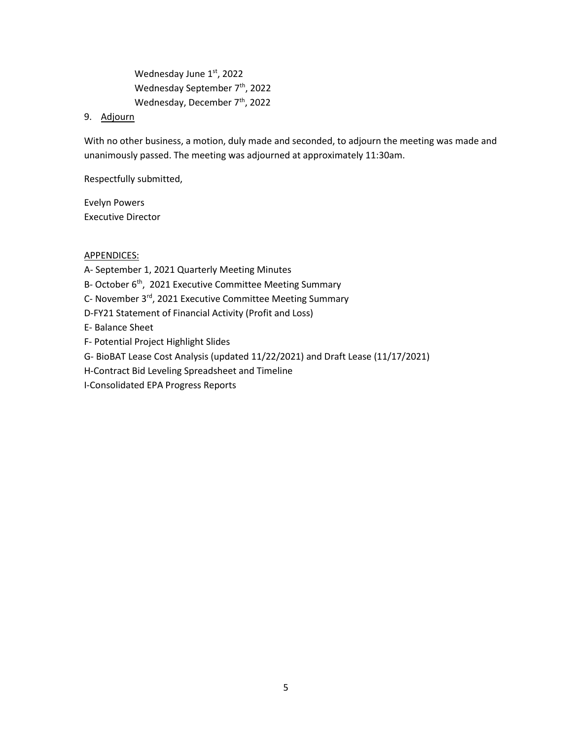Wednesday June 1st, 2022
Wednesday September 7th, 2022
Wednesday, December 7th, 2022

9. Adjourn

With no other business, a motion, duly made and seconded, to adjourn the meeting was made and unanimously passed. The meeting was adjourned at approximately 11:30am.

Respectfully submitted,

Evelyn Powers
Executive Director

APPENDICES:

A- September 1, 2021 Quarterly Meeting Minutes
B- October 6th, 2021 Executive Committee Meeting Summary
C- November 3rd, 2021 Executive Committee Meeting Summary
D-FY21 Statement of Financial Activity (Profit and Loss)
E- Balance Sheet
F- Potential Project Highlight Slides
G- BioBAT Lease Cost Analysis (updated 11/22/2021) and Draft Lease (11/17/2021)
H-Contract Bid Leveling Spreadsheet and Timeline
I-Consolidated EPA Progress Reports